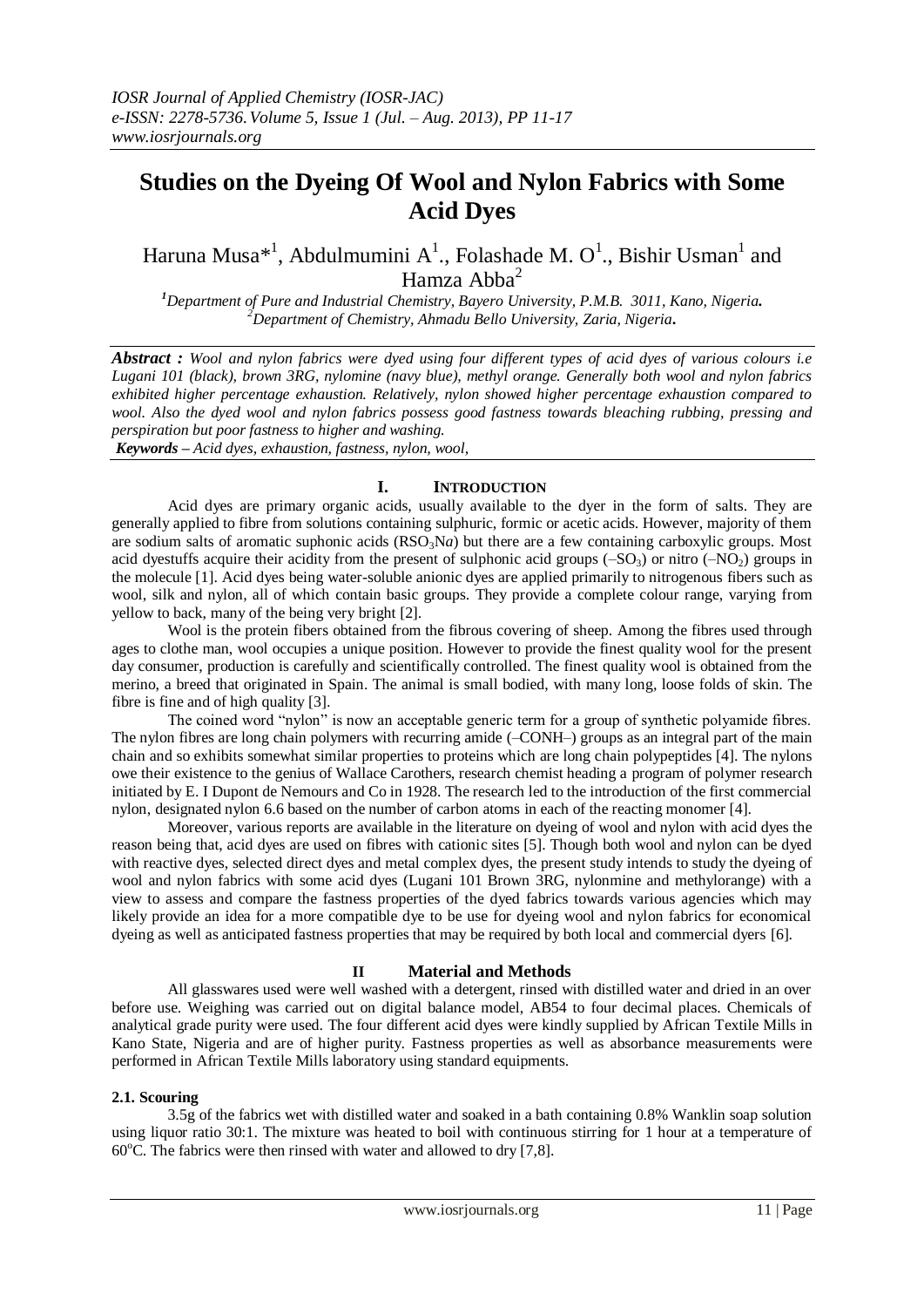# Studies on the Dyeing Of Wool and Nylon Fabrics with Some Acid Dyes

Haruna Musa*[1], Abdulmumini A[1]., Folashade M. O[1]., Bishir Usman[1] and Hamza Abba[2]

[1]*Department of Pure and Industrial Chemistry, Bayero University, P.M.B. 3011, Kano, Nigeria.*
[2]*Department of Chemistry, Ahmadu Bello University, Zaria, Nigeria.*

***Abstract :*** *Wool and nylon fabrics were dyed using four different types of acid dyes of various colours i.e Lugani 101 (black), brown 3RG, nylomine (navy blue), methyl orange. Generally both wool and nylon fabrics exhibited higher percentage exhaustion. Relatively, nylon showed higher percentage exhaustion compared to wool. Also the dyed wool and nylon fabrics possess good fastness towards bleaching rubbing, pressing and perspiration but poor fastness to higher and washing.*

***Keywords –*** *Acid dyes, exhaustion, fastness, nylon, wool,*

## I. INTRODUCTION

Acid dyes are primary organic acids, usually available to the dyer in the form of salts. They are generally applied to fibre from solutions containing sulphuric, formic or acetic acids. However, majority of them are sodium salts of aromatic suphonic acids ($RSO_3Na$) but there are a few containing carboxylic groups. Most acid dyestuffs acquire their acidity from the present of sulphonic acid groups ($–SO_3$) or nitro ($–NO_2$) groups in the molecule [1]. Acid dyes being water-soluble anionic dyes are applied primarily to nitrogenous fibers such as wool, silk and nylon, all of which contain basic groups. They provide a complete colour range, varying from yellow to back, many of the being very bright [2].

Wool is the protein fibers obtained from the fibrous covering of sheep. Among the fibres used through ages to clothe man, wool occupies a unique position. However to provide the finest quality wool for the present day consumer, production is carefully and scientifically controlled. The finest quality wool is obtained from the merino, a breed that originated in Spain. The animal is small bodied, with many long, loose folds of skin. The fibre is fine and of high quality [3].

The coined word "nylon" is now an acceptable generic term for a group of synthetic polyamide fibres. The nylon fibres are long chain polymers with recurring amide (–CONH–) groups as an integral part of the main chain and so exhibits somewhat similar properties to proteins which are long chain polypeptides [4]. The nylons owe their existence to the genius of Wallace Carothers, research chemist heading a program of polymer research initiated by E. I Dupont de Nemours and Co in 1928. The research led to the introduction of the first commercial nylon, designated nylon 6.6 based on the number of carbon atoms in each of the reacting monomer [4].

Moreover, various reports are available in the literature on dyeing of wool and nylon with acid dyes the reason being that, acid dyes are used on fibres with cationic sites [5]. Though both wool and nylon can be dyed with reactive dyes, selected direct dyes and metal complex dyes, the present study intends to study the dyeing of wool and nylon fabrics with some acid dyes (Lugani 101 Brown 3RG, nylonmine and methylorange) with a view to assess and compare the fastness properties of the dyed fabrics towards various agencies which may likely provide an idea for a more compatible dye to be use for dyeing wool and nylon fabrics for economical dyeing as well as anticipated fastness properties that may be required by both local and commercial dyers [6].

## II Material and Methods

All glasswares used were well washed with a detergent, rinsed with distilled water and dried in an over before use. Weighing was carried out on digital balance model, AB54 to four decimal places. Chemicals of analytical grade purity were used. The four different acid dyes were kindly supplied by African Textile Mills in Kano State, Nigeria and are of higher purity. Fastness properties as well as absorbance measurements were performed in African Textile Mills laboratory using standard equipments.

### 2.1. Scouring

3.5g of the fabrics wet with distilled water and soaked in a bath containing 0.8% Wanklin soap solution using liquor ratio 30:1. The mixture was heated to boil with continuous stirring for 1 hour at a temperature of 60°C. The fabrics were then rinsed with water and allowed to dry [7,8].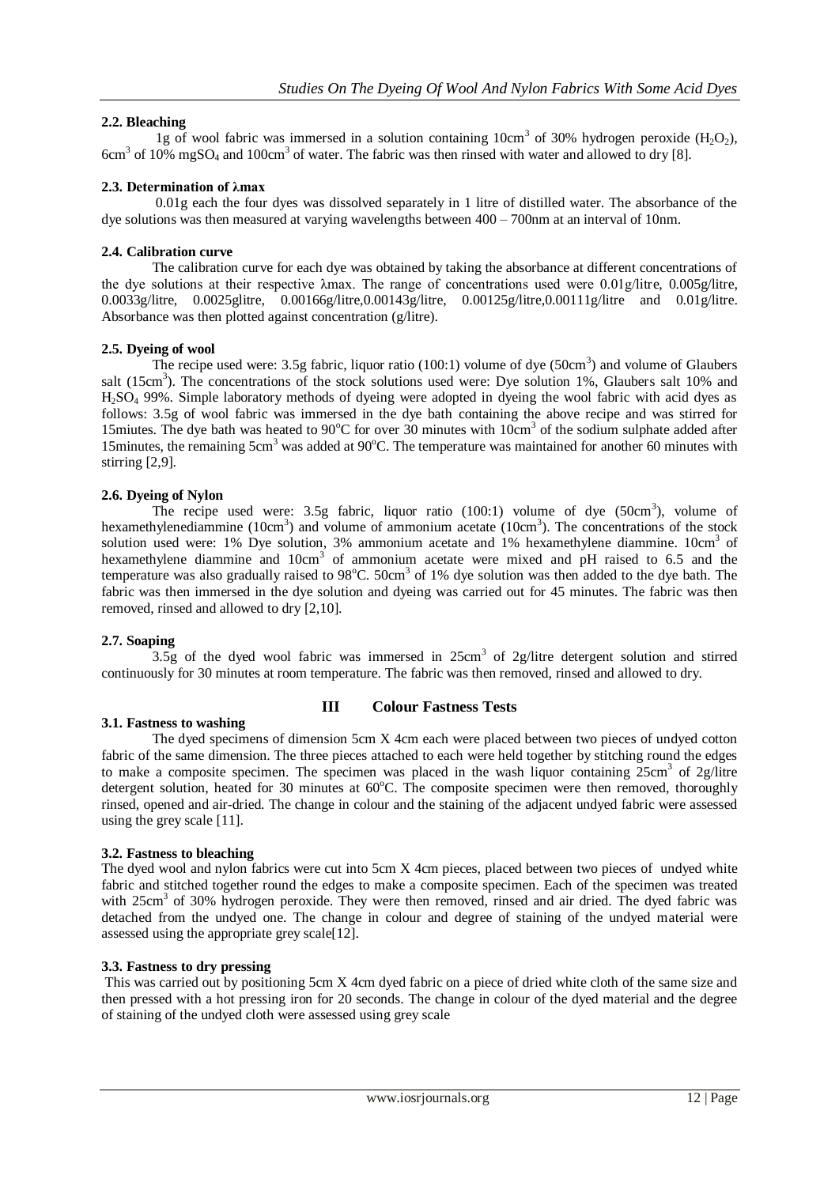### 2.2. Bleaching

1g of wool fabric was immersed in a solution containing 10cm$^3$ of 30% hydrogen peroxide ($H_2O_2$), 6cm$^3$ of 10% mg$SO_4$ and 100cm$^3$ of water. The fabric was then rinsed with water and allowed to dry [8].

### 2.3. Determination of λmax

0.01g each the four dyes was dissolved separately in 1 litre of distilled water. The absorbance of the dye solutions was then measured at varying wavelengths between 400 – 700nm at an interval of 10nm.

### 2.4. Calibration curve

The calibration curve for each dye was obtained by taking the absorbance at different concentrations of the dye solutions at their respective λmax. The range of concentrations used were 0.01g/litre, 0.005g/litre, 0.0033g/litre, 0.0025glitre, 0.00166g/litre,0.00143g/litre, 0.00125g/litre,0.00111g/litre and 0.01g/litre. Absorbance was then plotted against concentration (g/litre).

### 2.5. Dyeing of wool

The recipe used were: 3.5g fabric, liquor ratio (100:1) volume of dye (50cm$^3$) and volume of Glaubers salt (15cm$^3$). The concentrations of the stock solutions used were: Dye solution 1%, Glaubers salt 10% and $H_2SO_4$ 99%. Simple laboratory methods of dyeing were adopted in dyeing the wool fabric with acid dyes as follows: 3.5g of wool fabric was immersed in the dye bath containing the above recipe and was stirred for 15miutes. The dye bath was heated to 90°C for over 30 minutes with 10cm$^3$ of the sodium sulphate added after 15minutes, the remaining 5cm$^3$ was added at 90°C. The temperature was maintained for another 60 minutes with stirring [2,9].

### 2.6. Dyeing of Nylon

The recipe used were: 3.5g fabric, liquor ratio (100:1) volume of dye (50cm$^3$), volume of hexamethylenediammine (10cm$^3$) and volume of ammonium acetate (10cm$^3$). The concentrations of the stock solution used were: 1% Dye solution, 3% ammonium acetate and 1% hexamethylene diammine. 10cm$^3$ of hexamethylene diammine and 10cm$^3$ of ammonium acetate were mixed and pH raised to 6.5 and the temperature was also gradually raised to 98°C. 50cm$^3$ of 1% dye solution was then added to the dye bath. The fabric was then immersed in the dye solution and dyeing was carried out for 45 minutes. The fabric was then removed, rinsed and allowed to dry [2,10].

### 2.7. Soaping

3.5g of the dyed wool fabric was immersed in 25cm$^3$ of 2g/litre detergent solution and stirred continuously for 30 minutes at room temperature. The fabric was then removed, rinsed and allowed to dry.

## III Colour Fastness Tests

### 3.1. Fastness to washing

The dyed specimens of dimension 5cm X 4cm each were placed between two pieces of undyed cotton fabric of the same dimension. The three pieces attached to each were held together by stitching round the edges to make a composite specimen. The specimen was placed in the wash liquor containing 25cm$^3$ of 2g/litre detergent solution, heated for 30 minutes at 60°C. The composite specimen were then removed, thoroughly rinsed, opened and air-dried. The change in colour and the staining of the adjacent undyed fabric were assessed using the grey scale [11].

### 3.2. Fastness to bleaching

The dyed wool and nylon fabrics were cut into 5cm X 4cm pieces, placed between two pieces of undyed white fabric and stitched together round the edges to make a composite specimen. Each of the specimen was treated with 25cm$^3$ of 30% hydrogen peroxide. They were then removed, rinsed and air dried. The dyed fabric was detached from the undyed one. The change in colour and degree of staining of the undyed material were assessed using the appropriate grey scale[12].

### 3.3. Fastness to dry pressing

This was carried out by positioning 5cm X 4cm dyed fabric on a piece of dried white cloth of the same size and then pressed with a hot pressing iron for 20 seconds. The change in colour of the dyed material and the degree of staining of the undyed cloth were assessed using grey scale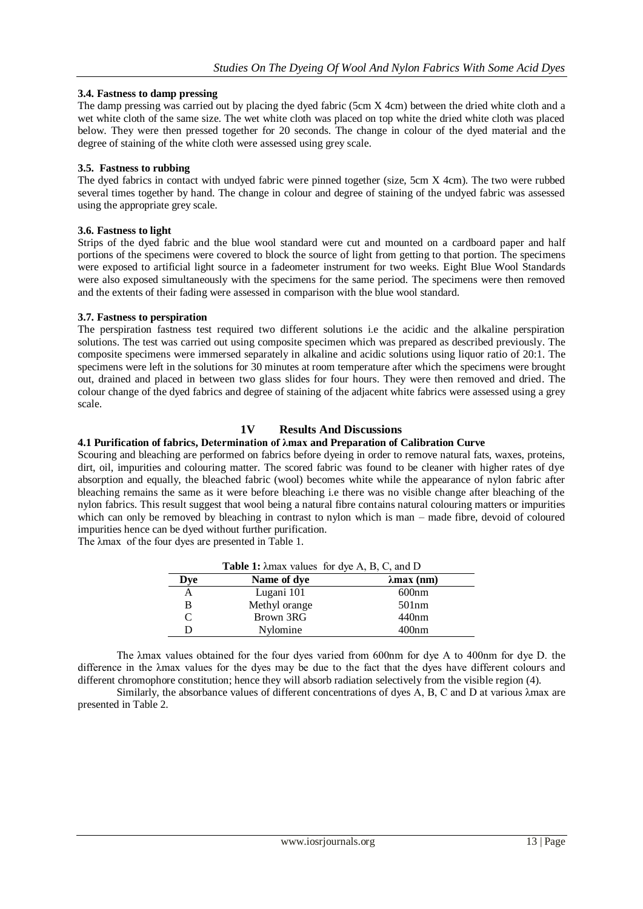### 3.4. Fastness to damp pressing

The damp pressing was carried out by placing the dyed fabric (5cm X 4cm) between the dried white cloth and a wet white cloth of the same size. The wet white cloth was placed on top white the dried white cloth was placed below. They were then pressed together for 20 seconds. The change in colour of the dyed material and the degree of staining of the white cloth were assessed using grey scale.

### 3.5. Fastness to rubbing

The dyed fabrics in contact with undyed fabric were pinned together (size, 5cm X 4cm). The two were rubbed several times together by hand. The change in colour and degree of staining of the undyed fabric was assessed using the appropriate grey scale.

### 3.6. Fastness to light

Strips of the dyed fabric and the blue wool standard were cut and mounted on a cardboard paper and half portions of the specimens were covered to block the source of light from getting to that portion. The specimens were exposed to artificial light source in a fadeometer instrument for two weeks. Eight Blue Wool Standards were also exposed simultaneously with the specimens for the same period. The specimens were then removed and the extents of their fading were assessed in comparison with the blue wool standard.

### 3.7. Fastness to perspiration

The perspiration fastness test required two different solutions i.e the acidic and the alkaline perspiration solutions. The test was carried out using composite specimen which was prepared as described previously. The composite specimens were immersed separately in alkaline and acidic solutions using liquor ratio of 20:1. The specimens were left in the solutions for 30 minutes at room temperature after which the specimens were brought out, drained and placed in between two glass slides for four hours. They were then removed and dried. The colour change of the dyed fabrics and degree of staining of the adjacent white fabrics were assessed using a grey scale.

## 1V Results And Discussions

### 4.1 Purification of fabrics, Determination of λmax and Preparation of Calibration Curve

Scouring and bleaching are performed on fabrics before dyeing in order to remove natural fats, waxes, proteins, dirt, oil, impurities and colouring matter. The scored fabric was found to be cleaner with higher rates of dye absorption and equally, the bleached fabric (wool) becomes white while the appearance of nylon fabric after bleaching remains the same as it were before bleaching i.e there was no visible change after bleaching of the nylon fabrics. This result suggest that wool being a natural fibre contains natural colouring matters or impurities which can only be removed by bleaching in contrast to nylon which is man – made fibre, devoid of coloured impurities hence can be dyed without further purification.

The λmax of the four dyes are presented in Table 1.

**Table 1:** λmax values for dye A, B, C, and D

| Dye | Name of dye | λmax (nm) |
|---|---|---|
| A | Lugani 101 | 600nm |
| B | Methyl orange | 501nm |
| C | Brown 3RG | 440nm |
| D | Nylomine | 400nm |

The λmax values obtained for the four dyes varied from 600nm for dye A to 400nm for dye D. the difference in the λmax values for the dyes may be due to the fact that the dyes have different colours and different chromophore constitution; hence they will absorb radiation selectively from the visible region (4).

Similarly, the absorbance values of different concentrations of dyes A, B, C and D at various λmax are presented in Table 2.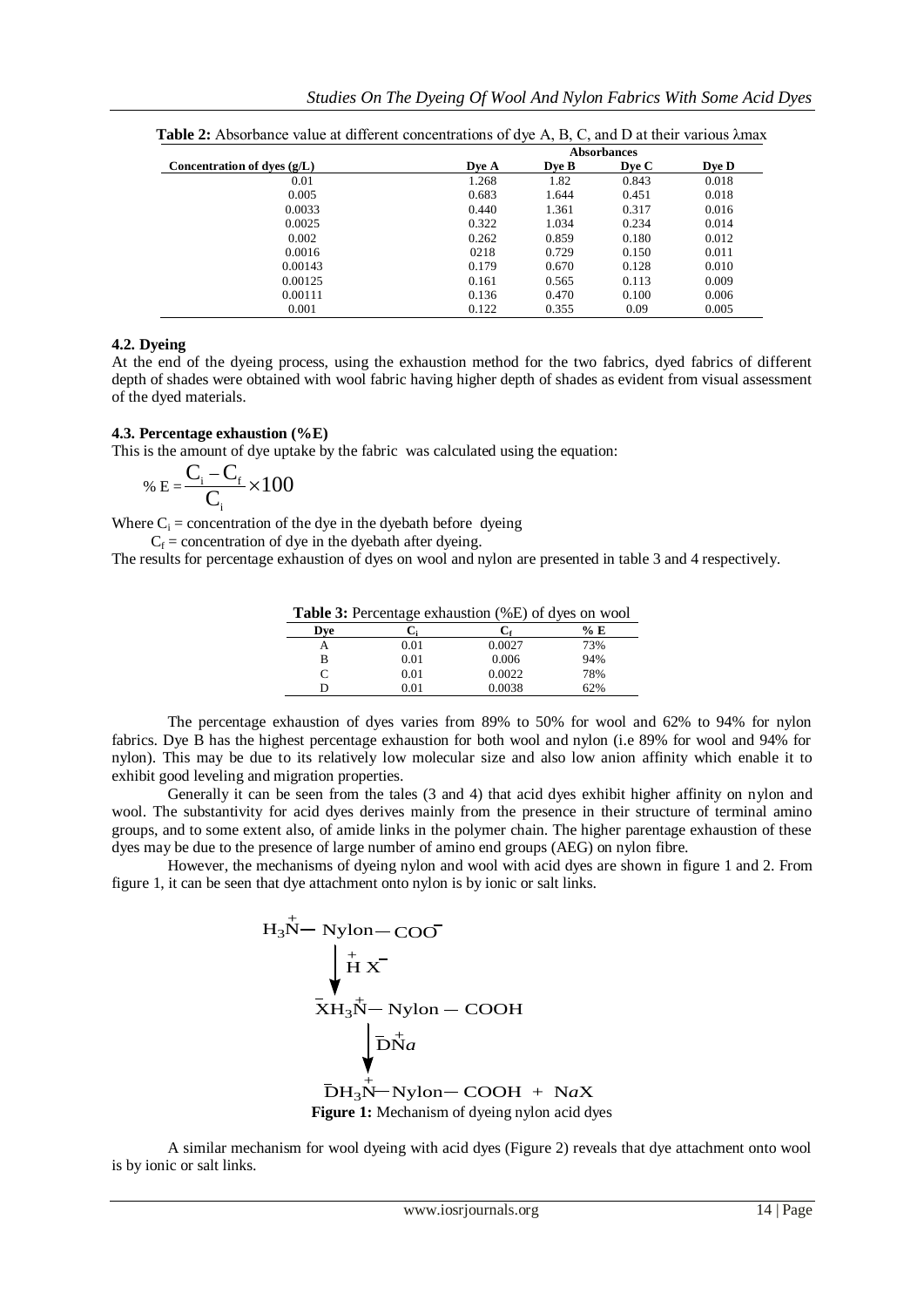**Table 2:** Absorbance value at different concentrations of dye A, B, C, and D at their various λmax

| Concentration of dyes (g/L) | Absorbances | | | |
|---|---|---|---|---|
| | Dye A | Dye B | Dye C | Dye D |
| 0.01 | 1.268 | 1.82 | 0.843 | 0.018 |
| 0.005 | 0.683 | 1.644 | 0.451 | 0.018 |
| 0.0033 | 0.440 | 1.361 | 0.317 | 0.016 |
| 0.0025 | 0.322 | 1.034 | 0.234 | 0.014 |
| 0.002 | 0.262 | 0.859 | 0.180 | 0.012 |
| 0.0016 | 0218 | 0.729 | 0.150 | 0.011 |
| 0.00143 | 0.179 | 0.670 | 0.128 | 0.010 |
| 0.00125 | 0.161 | 0.565 | 0.113 | 0.009 |
| 0.00111 | 0.136 | 0.470 | 0.100 | 0.006 |
| 0.001 | 0.122 | 0.355 | 0.09 | 0.005 |

### 4.2. Dyeing

At the end of the dyeing process, using the exhaustion method for the two fabrics, dyed fabrics of different depth of shades were obtained with wool fabric having higher depth of shades as evident from visual assessment of the dyed materials.

### 4.3. Percentage exhaustion (%E)

This is the amount of dye uptake by the fabric was calculated using the equation:

$$\% E = \frac{C_i - C_f}{C_i} \times 100$$

Where $C_i$ = concentration of the dye in the dyebath before dyeing

$C_f$ = concentration of dye in the dyebath after dyeing.

The results for percentage exhaustion of dyes on wool and nylon are presented in table 3 and 4 respectively.

**Table 3:** Percentage exhaustion (%E) of dyes on wool

| Dye | $C_i$ | $C_f$ | % E |
|---|---|---|---|
| A | 0.01 | 0.0027 | 73% |
| B | 0.01 | 0.006 | 94% |
| C | 0.01 | 0.0022 | 78% |
| D | 0.01 | 0.0038 | 62% |

The percentage exhaustion of dyes varies from 89% to 50% for wool and 62% to 94% for nylon fabrics. Dye B has the highest percentage exhaustion for both wool and nylon (i.e 89% for wool and 94% for nylon). This may be due to its relatively low molecular size and also low anion affinity which enable it to exhibit good leveling and migration properties.

Generally it can be seen from the tales (3 and 4) that acid dyes exhibit higher affinity on nylon and wool. The substantivity for acid dyes derives mainly from the presence in their structure of terminal amino groups, and to some extent also, of amide links in the polymer chain. The higher parentage exhaustion of these dyes may be due to the presence of large number of amino end groups (AEG) on nylon fibre.

However, the mechanisms of dyeing nylon and wool with acid dyes are shown in figure 1 and 2. From figure 1, it can be seen that dye attachment onto nylon is by ionic or salt links.

$$H_3\overset{+}{N}-\text{Nylon}-COO^-$$

$$\Big\downarrow \; \overset{+}{H}\,X^-$$

$$\overline{X}H_3\overset{+}{N}-\text{Nylon}-COOH$$

$$\Big\downarrow \; \overline{D}\overset{+}{N}a$$

$$\overline{D}H_3\overset{+}{N}-\text{Nylon}-COOH + NaX$$

**Figure 1:** Mechanism of dyeing nylon acid dyes

A similar mechanism for wool dyeing with acid dyes (Figure 2) reveals that dye attachment onto wool is by ionic or salt links.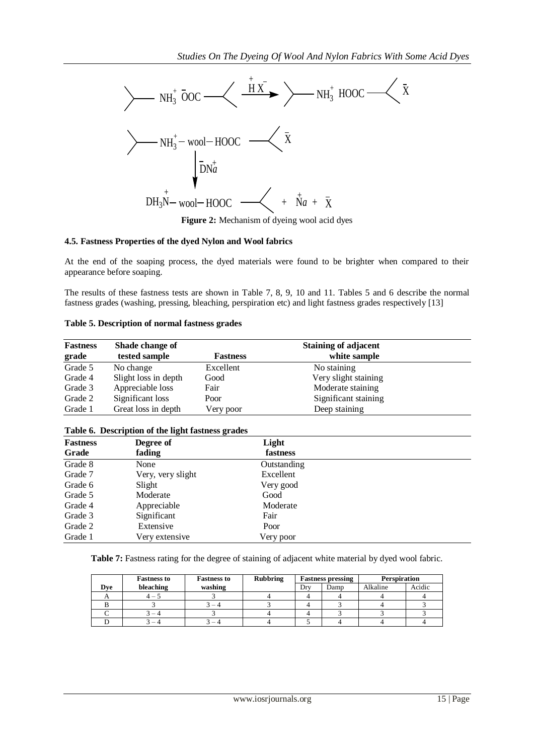$$\succ NH_3^+ \ \bar{O}OC \prec \xrightarrow{\overset{+}{H}\bar{X}} \succ NH_3^+ \ HOOC \prec \bar{X}$$

$$\succ NH_3^+ - wool - HOOC \prec \bar{X}$$

$$\Big\downarrow \bar{D}\overset{+}{Na}$$

$$D\overset{+}{H_3N} - wool - HOOC \prec + \overset{+}{Na} + \bar{X}$$

**Figure 2:** Mechanism of dyeing wool acid dyes

### 4.5. Fastness Properties of the dyed Nylon and Wool fabrics

At the end of the soaping process, the dyed materials were found to be brighter when compared to their appearance before soaping.

The results of these fastness tests are shown in Table 7, 8, 9, 10 and 11. Tables 5 and 6 describe the normal fastness grades (washing, pressing, bleaching, perspiration etc) and light fastness grades respectively [13]

**Table 5. Description of normal fastness grades**

| Fastness grade | Shade change of tested sample | Fastness | Staining of adjacent white sample |
|---|---|---|---|
| Grade 5 | No change | Excellent | No staining |
| Grade 4 | Slight loss in depth | Good | Very slight staining |
| Grade 3 | Appreciable loss | Fair | Moderate staining |
| Grade 2 | Significant loss | Poor | Significant staining |
| Grade 1 | Great loss in depth | Very poor | Deep staining |

**Table 6. Description of the light fastness grades**

| Fastness Grade | Degree of fading | Light fastness |
|---|---|---|
| Grade 8 | None | Outstanding |
| Grade 7 | Very, very slight | Excellent |
| Grade 6 | Slight | Very good |
| Grade 5 | Moderate | Good |
| Grade 4 | Appreciable | Moderate |
| Grade 3 | Significant | Fair |
| Grade 2 | Extensive | Poor |
| Grade 1 | Very extensive | Very poor |

**Table 7:** Fastness rating for the degree of staining of adjacent white material by dyed wool fabric.

| Dye | Fastness to bleaching | Fastness to washing | Rubbring | Fastness pressing | | Perspiration | |
|---|---|---|---|---|---|---|---|
| | | | | Dry | Damp | Alkaline | Acidic |
| A | 4 – 5 | 3 | 4 | 4 | 4 | 4 | 4 |
| B | 3 | 3 – 4 | 3 | 4 | 3 | 4 | 3 |
| C | 3 – 4 | 3 | 4 | 4 | 3 | 3 | 3 |
| D | 3 – 4 | 3 – 4 | 4 | 5 | 4 | 4 | 4 |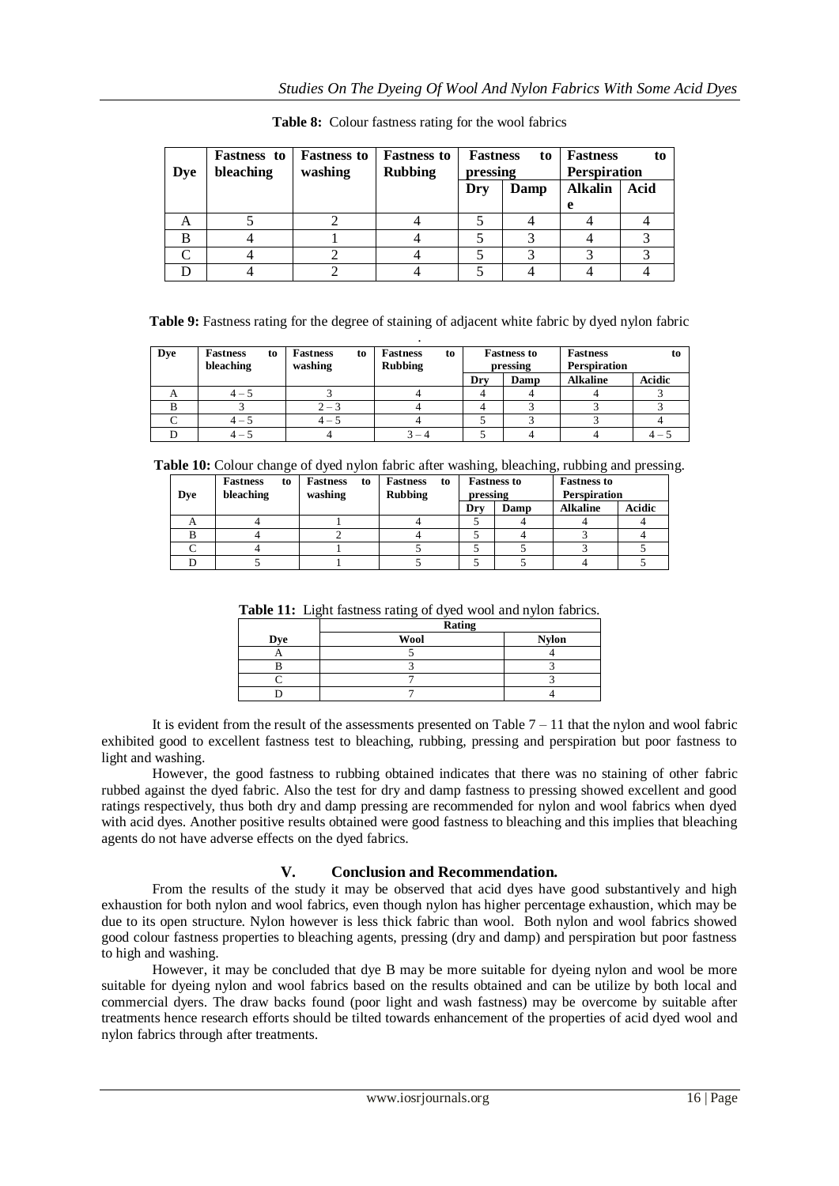**Table 8:** Colour fastness rating for the wool fabrics

| Dye | Fastness to bleaching | Fastness to washing | Fastness to Rubbing | Fastness to pressing | | Fastness to Perspiration | |
|---|---|---|---|---|---|---|---|
| | | | | Dry | Damp | Alkaline | Acid |
| A | 5 | 2 | 4 | 5 | 4 | 4 | 4 |
| B | 4 | 1 | 4 | 5 | 3 | 4 | 3 |
| C | 4 | 2 | 4 | 5 | 3 | 3 | 3 |
| D | 4 | 2 | 4 | 5 | 4 | 4 | 4 |

**Table 9:** Fastness rating for the degree of staining of adjacent white fabric by dyed nylon fabric

| Dye | Fastness to bleaching | Fastness to washing | Fastness to Rubbing | Fastness to pressing | | Fastness to Perspiration | |
|---|---|---|---|---|---|---|---|
| | | | | Dry | Damp | Alkaline | Acidic |
| A | 4 – 5 | 3 | 4 | 4 | 4 | 4 | 3 |
| B | 3 | 2 – 3 | 4 | 4 | 3 | 3 | 3 |
| C | 4 – 5 | 4 – 5 | 4 | 5 | 3 | 3 | 4 |
| D | 4 – 5 | 4 | 3 – 4 | 5 | 4 | 4 | 4 – 5 |

**Table 10:** Colour change of dyed nylon fabric after washing, bleaching, rubbing and pressing.

| Dye | Fastness to bleaching | Fastness to washing | Fastness to Rubbing | Fastness to pressing | | Fastness to Perspiration | |
|---|---|---|---|---|---|---|---|
| | | | | Dry | Damp | Alkaline | Acidic |
| A | 4 | 1 | 4 | 5 | 4 | 4 | 4 |
| B | 4 | 2 | 4 | 5 | 4 | 3 | 4 |
| C | 4 | 1 | 5 | 5 | 5 | 3 | 5 |
| D | 5 | 1 | 5 | 5 | 5 | 4 | 5 |

**Table 11:** Light fastness rating of dyed wool and nylon fabrics.

| Dye | Rating | |
|---|---|---|
| | Wool | Nylon |
| A | 5 | 4 |
| B | 3 | 3 |
| C | 7 | 3 |
| D | 7 | 4 |

It is evident from the result of the assessments presented on Table 7 – 11 that the nylon and wool fabric exhibited good to excellent fastness test to bleaching, rubbing, pressing and perspiration but poor fastness to light and washing.

However, the good fastness to rubbing obtained indicates that there was no staining of other fabric rubbed against the dyed fabric. Also the test for dry and damp fastness to pressing showed excellent and good ratings respectively, thus both dry and damp pressing are recommended for nylon and wool fabrics when dyed with acid dyes. Another positive results obtained were good fastness to bleaching and this implies that bleaching agents do not have adverse effects on the dyed fabrics.

## V. Conclusion and Recommendation.

From the results of the study it may be observed that acid dyes have good substantively and high exhaustion for both nylon and wool fabrics, even though nylon has higher percentage exhaustion, which may be due to its open structure. Nylon however is less thick fabric than wool. Both nylon and wool fabrics showed good colour fastness properties to bleaching agents, pressing (dry and damp) and perspiration but poor fastness to high and washing.

However, it may be concluded that dye B may be more suitable for dyeing nylon and wool be more suitable for dyeing nylon and wool fabrics based on the results obtained and can be utilize by both local and commercial dyers. The draw backs found (poor light and wash fastness) may be overcome by suitable after treatments hence research efforts should be tilted towards enhancement of the properties of acid dyed wool and nylon fabrics through after treatments.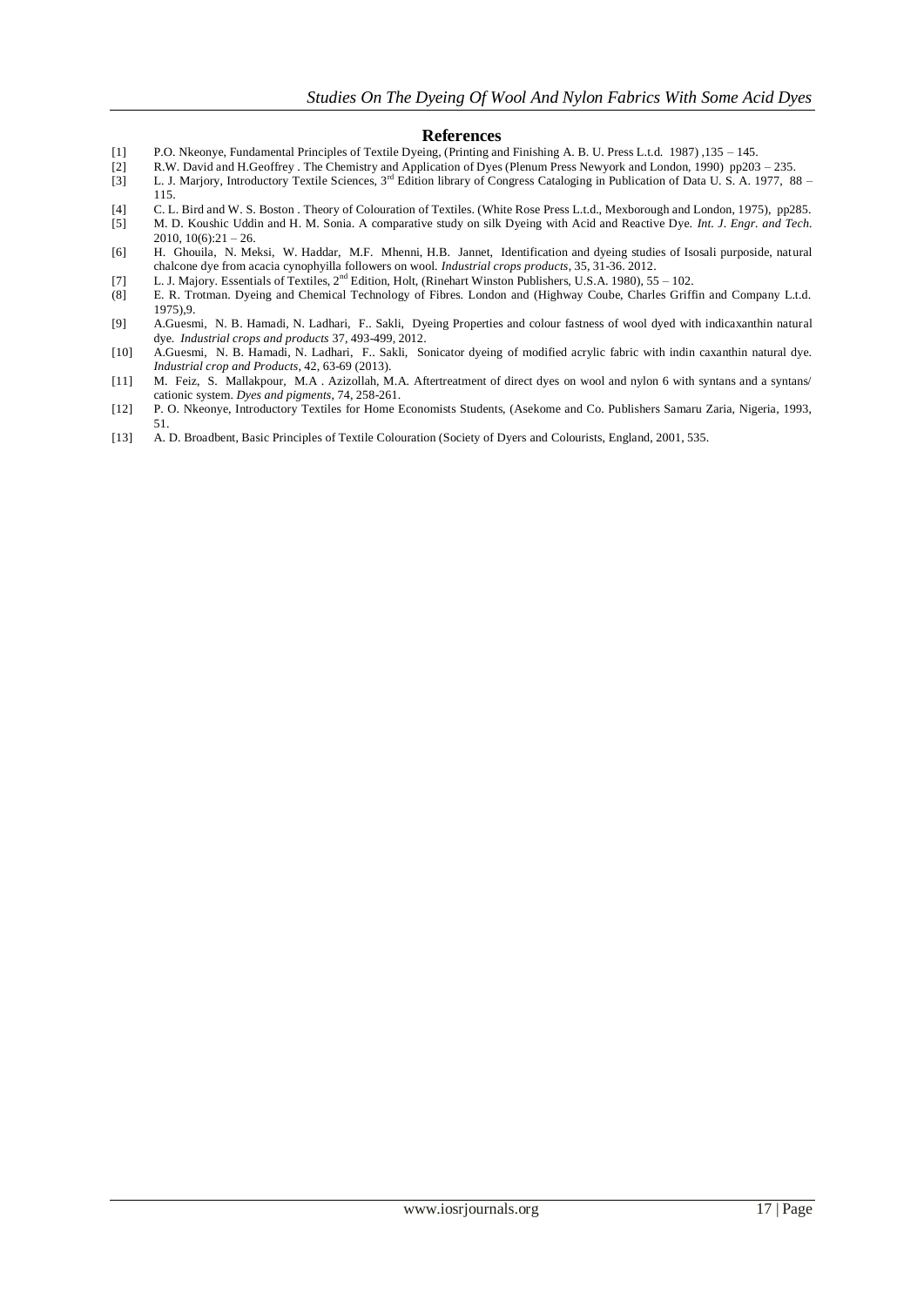## References

[1] P.O. Nkeonye, Fundamental Principles of Textile Dyeing, (Printing and Finishing A. B. U. Press L.t.d. 1987) ,135 – 145.

[2] R.W. David and H.Geoffrey . The Chemistry and Application of Dyes (Plenum Press Newyork and London, 1990) pp203 – 235.

[3] L. J. Marjory, Introductory Textile Sciences, 3rd Edition library of Congress Cataloging in Publication of Data U. S. A. 1977, 88 – 115.

[4] C. L. Bird and W. S. Boston . Theory of Colouration of Textiles. (White Rose Press L.t.d., Mexborough and London, 1975), pp285.

[5] M. D. Koushic Uddin and H. M. Sonia. A comparative study on silk Dyeing with Acid and Reactive Dye. *Int. J. Engr. and Tech.* 2010, 10(6):21 – 26.

[6] H. Ghouila, N. Meksi, W. Haddar, M.F. Mhenni, H.B. Jannet, Identification and dyeing studies of Isosali purposide, natural chalcone dye from acacia cynophyilla followers on wool. *Industrial crops products*, 35, 31-36. 2012.

[7] L. J. Majory. Essentials of Textiles, 2nd Edition, Holt, (Rinehart Winston Publishers, U.S.A. 1980), 55 – 102.

(8] E. R. Trotman. Dyeing and Chemical Technology of Fibres. London and (Highway Coube, Charles Griffin and Company L.t.d. 1975),9.

[9] A.Guesmi, N. B. Hamadi, N. Ladhari, F.. Sakli, Dyeing Properties and colour fastness of wool dyed with indicaxanthin natural dye. *Industrial crops and products* 37, 493-499, 2012.

[10] A.Guesmi, N. B. Hamadi, N. Ladhari, F.. Sakli, Sonicator dyeing of modified acrylic fabric with indin caxanthin natural dye. *Industrial crop and Products*, 42, 63-69 (2013).

[11] M. Feiz, S. Mallakpour, M.A . Azizollah, M.A. Aftertreatment of direct dyes on wool and nylon 6 with syntans and a syntans/ cationic system. *Dyes and pigments*, 74, 258-261.

[12] P. O. Nkeonye, Introductory Textiles for Home Economists Students, (Asekome and Co. Publishers Samaru Zaria, Nigeria, 1993, 51.

[13] A. D. Broadbent, Basic Principles of Textile Colouration (Society of Dyers and Colourists, England, 2001, 535.